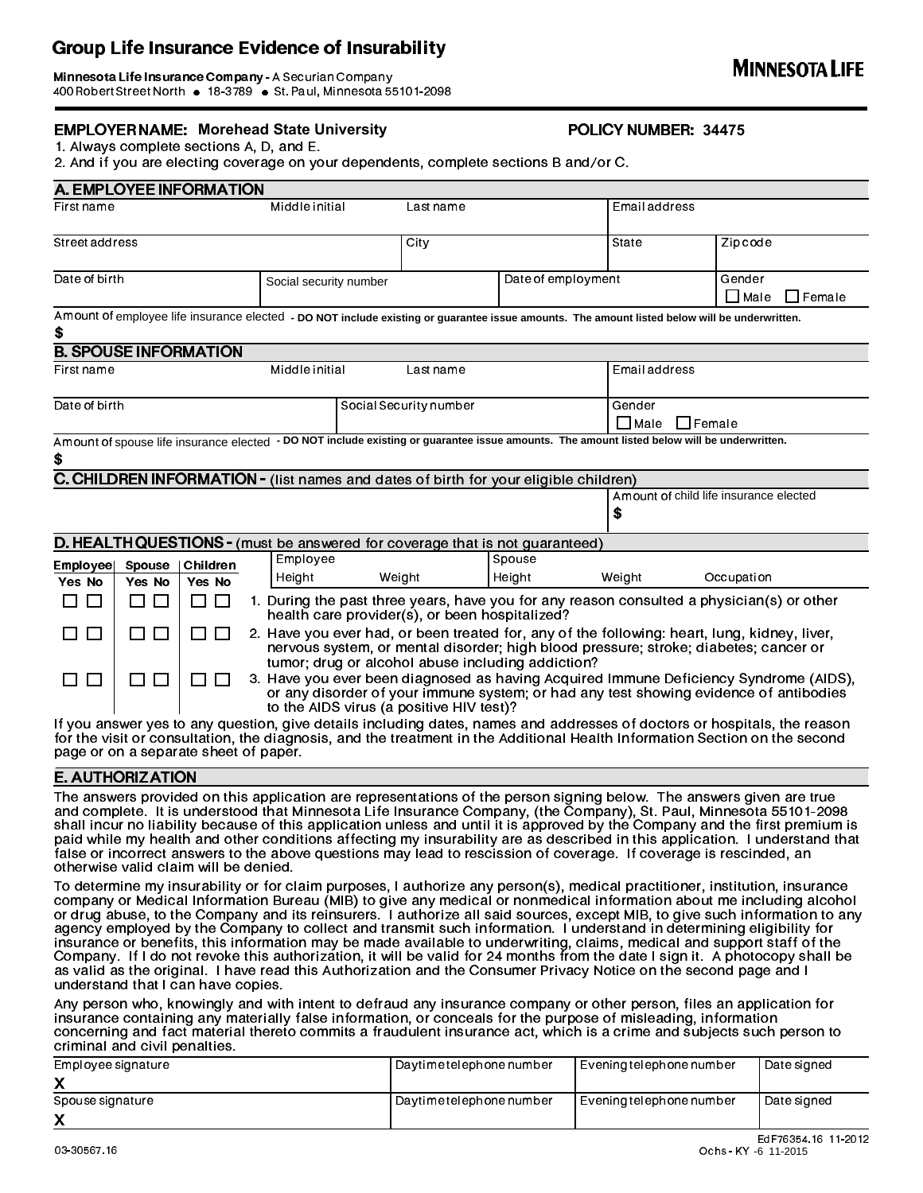# Group Life Insurance Evidence of Insurability

**MINNESOTA LIFE**

**Minnesota Life Insurance Company -** A Securian Company
400 Robert Street North • 18-3789 • St. Paul, Minnesota 55101-2098

**EMPLOYER NAME: Morehead State University** **POLICY NUMBER: 34475**

1. Always complete sections A, D, and E.
2. And if you are electing coverage on your dependents, complete sections B and/or C.

## A. EMPLOYEE INFORMATION

| First name | Middle initial | Last name | Email address |
|---|---|---|---|
| | | | |

| Street address | City | State | Zip code |
|---|---|---|---|
| | | | |

| Date of birth | Social security number | Date of employment | Gender |
|---|---|---|---|
| | | | ☐ Male ☐ Female |

Amount of employee life insurance elected **- DO NOT include existing or guarantee issue amounts. The amount listed below will be underwritten.**

$

## B. SPOUSE INFORMATION

| First name | Middle initial | Last name | Email address |
|---|---|---|---|
| | | | |

| Date of birth | Social Security number | Gender |
|---|---|---|
| | | ☐ Male ☐ Female |

Amount of spouse life insurance elected **- DO NOT include existing or guarantee issue amounts. The amount listed below will be underwritten.**

$

## C. CHILDREN INFORMATION - (list names and dates of birth for your eligible children)

| | Amount of child life insurance elected |
|---|---|
| | $ |

## D. HEALTH QUESTIONS - (must be answered for coverage that is not guaranteed)

| Employee Height | Employee Weight | Spouse Height | Spouse Weight | Occupation |
|---|---|---|---|---|
| | | | | |

| Employee Yes | Employee No | Spouse Yes | Spouse No | Children Yes | Children No | Question |
|---|---|---|---|---|---|---|
| ☐ | ☐ | ☐ | ☐ | ☐ | ☐ | 1. During the past three years, have you for any reason consulted a physician(s) or other health care provider(s), or been hospitalized? |
| ☐ | ☐ | ☐ | ☐ | ☐ | ☐ | 2. Have you ever had, or been treated for, any of the following: heart, lung, kidney, liver, nervous system, or mental disorder; high blood pressure; stroke; diabetes; cancer or tumor; drug or alcohol abuse including addiction? |
| ☐ | ☐ | ☐ | ☐ | ☐ | ☐ | 3. Have you ever been diagnosed as having Acquired Immune Deficiency Syndrome (AIDS), or any disorder of your immune system; or had any test showing evidence of antibodies to the AIDS virus (a positive HIV test)? |

If you answer yes to any question, give details including dates, names and addresses of doctors or hospitals, the reason for the visit or consultation, the diagnosis, and the treatment in the Additional Health Information Section on the second page or on a separate sheet of paper.

## E. AUTHORIZATION

The answers provided on this application are representations of the person signing below. The answers given are true and complete. It is understood that Minnesota Life Insurance Company, (the Company), St. Paul, Minnesota 55101-2098 shall incur no liability because of this application unless and until it is approved by the Company and the first premium is paid while my health and other conditions affecting my insurability are as described in this application. I understand that false or incorrect answers to the above questions may lead to rescission of coverage. If coverage is rescinded, an otherwise valid claim will be denied.

To determine my insurability or for claim purposes, I authorize any person(s), medical practitioner, institution, insurance company or Medical Information Bureau (MIB) to give any medical or nonmedical information about me including alcohol or drug abuse, to the Company and its reinsurers. I authorize all said sources, except MIB, to give such information to any agency employed by the Company to collect and transmit such information. I understand in determining eligibility for insurance or benefits, this information may be made available to underwriting, claims, medical and support staff of the Company. If I do not revoke this authorization, it will be valid for 24 months from the date I sign it. A photocopy shall be as valid as the original. I have read this Authorization and the Consumer Privacy Notice on the second page and I understand that I can have copies.

Any person who, knowingly and with intent to defraud any insurance company or other person, files an application for insurance containing any materially false information, or conceals for the purpose of misleading, information concerning and fact material thereto commits a fraudulent insurance act, which is a crime and subjects such person to criminal and civil penalties.

| Employee signature | Daytime telephone number | Evening telephone number | Date signed |
|---|---|---|---|
| X | | | |

| Spouse signature | Daytime telephone number | Evening telephone number | Date signed |
|---|---|---|---|
| X | | | |

03-30567.16

EdF76354.16 11-2012
Ochs - KY -6 11-2015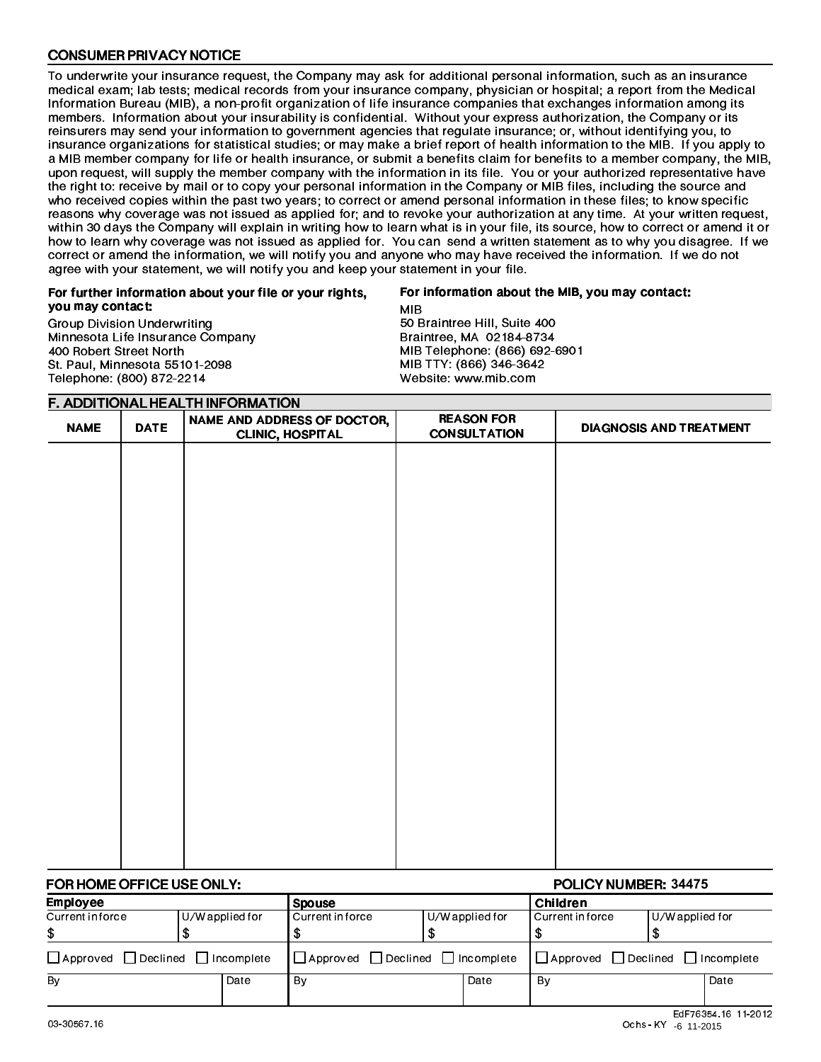## CONSUMER PRIVACY NOTICE

To underwrite your insurance request, the Company may ask for additional personal information, such as an insurance medical exam; lab tests; medical records from your insurance company, physician or hospital; a report from the Medical Information Bureau (MIB), a non-profit organization of life insurance companies that exchanges information among its members. Information about your insurability is confidential. Without your express authorization, the Company or its reinsurers may send your information to government agencies that regulate insurance; or, without identifying you, to insurance organizations for statistical studies; or may make a brief report of health information to the MIB. If you apply to a MIB member company for life or health insurance, or submit a benefits claim for benefits to a member company, the MIB, upon request, will supply the member company with the information in its file. You or your authorized representative have the right to: receive by mail or to copy your personal information in the Company or MIB files, including the source and who received copies within the past two years; to correct or amend personal information in these files; to know specific reasons why coverage was not issued as applied for; and to revoke your authorization at any time. At your written request, within 30 days the Company will explain in writing how to learn what is in your file, its source, how to correct or amend it or how to learn why coverage was not issued as applied for. You can send a written statement as to why you disagree. If we correct or amend the information, we will notify you and anyone who may have received the information. If we do not agree with your statement, we will notify you and keep your statement in your file.

**For further information about your file or your rights, you may contact:**

Group Division Underwriting
Minnesota Life Insurance Company
400 Robert Street North
St. Paul, Minnesota 55101-2098
Telephone: (800) 872-2214

**For information about the MIB, you may contact:**

MIB
50 Braintree Hill, Suite 400
Braintree, MA 02184-8734
MIB Telephone: (866) 692-6901
MIB TTY: (866) 346-3642
Website: www.mib.com

## F. ADDITIONAL HEALTH INFORMATION

| NAME | DATE | NAME AND ADDRESS OF DOCTOR, CLINIC, HOSPITAL | REASON FOR CONSULTATION | DIAGNOSIS AND TREATMENT |
|---|---|---|---|---|
| | | | | |

**FOR HOME OFFICE USE ONLY:** **POLICY NUMBER: 34475**

| Employee | | | Spouse | | | Children | | |
|---|---|---|---|---|---|---|---|---|
| Current in force $ | U/W applied for $ | | Current in force $ | U/W applied for $ | | Current in force $ | U/W applied for $ | |
| ☐ Approved ☐ Declined ☐ Incomplete | | | ☐ Approved ☐ Declined ☐ Incomplete | | | ☐ Approved ☐ Declined ☐ Incomplete | | |
| By | | Date | By | | Date | By | | Date |

03-30567.16

EdF76354.16 11-2012
Ochs - KY -6 11-2015